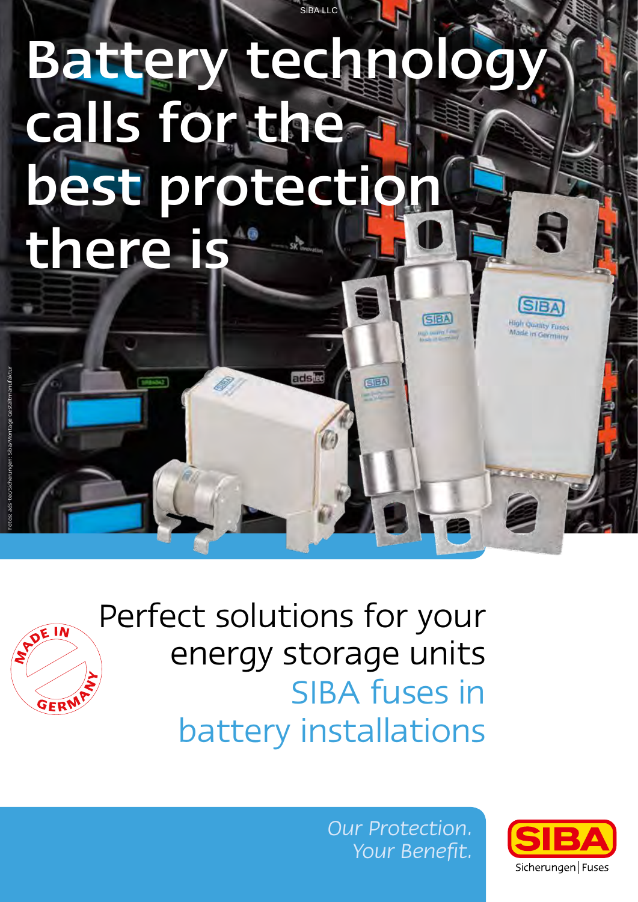SIBA LLC

# Battery technology calls for the best protection there is

Fotos: ads-tec/Sicherungen: Siba/Montage Gestaltmanufaktur

MADE IN GERMANY

## Perfect solutions for your energy storage units

## SIBA fuses in battery installations

*Our Protection. Your Benefit.*

SIBA Sicherungen | Fuses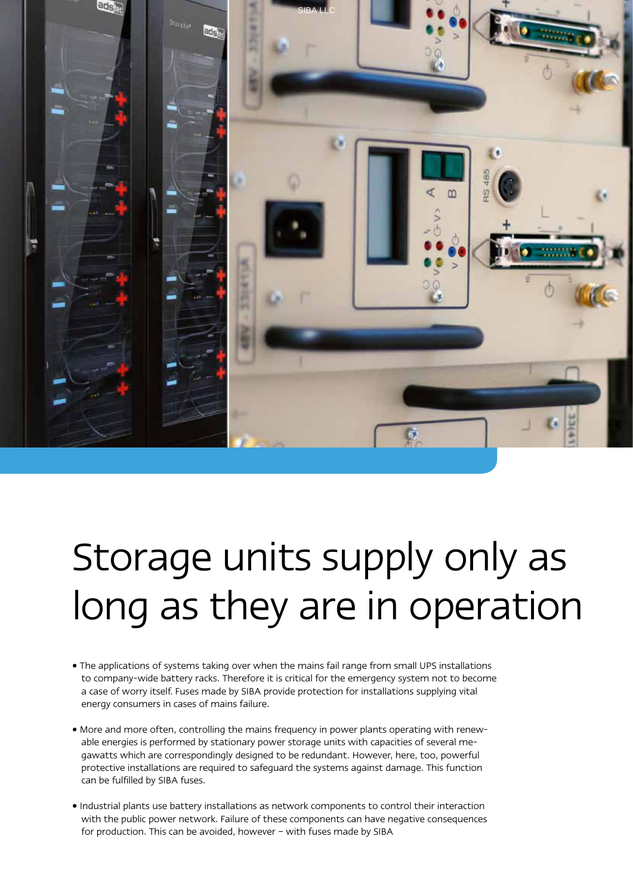# Storage units supply only as long as they are in operation

- The applications of systems taking over when the mains fail range from small UPS installations to company-wide battery racks. Therefore it is critical for the emergency system not to become a case of worry itself. Fuses made by SIBA provide protection for installations supplying vital energy consumers in cases of mains failure.

- More and more often, controlling the mains frequency in power plants operating with renewable energies is performed by stationary power storage units with capacities of several megawatts which are correspondingly designed to be redundant. However, here, too, powerful protective installations are required to safeguard the systems against damage. This function can be fulfilled by SIBA fuses.

- Industrial plants use battery installations as network components to control their interaction with the public power network. Failure of these components can have negative consequences for production. This can be avoided, however – with fuses made by SIBA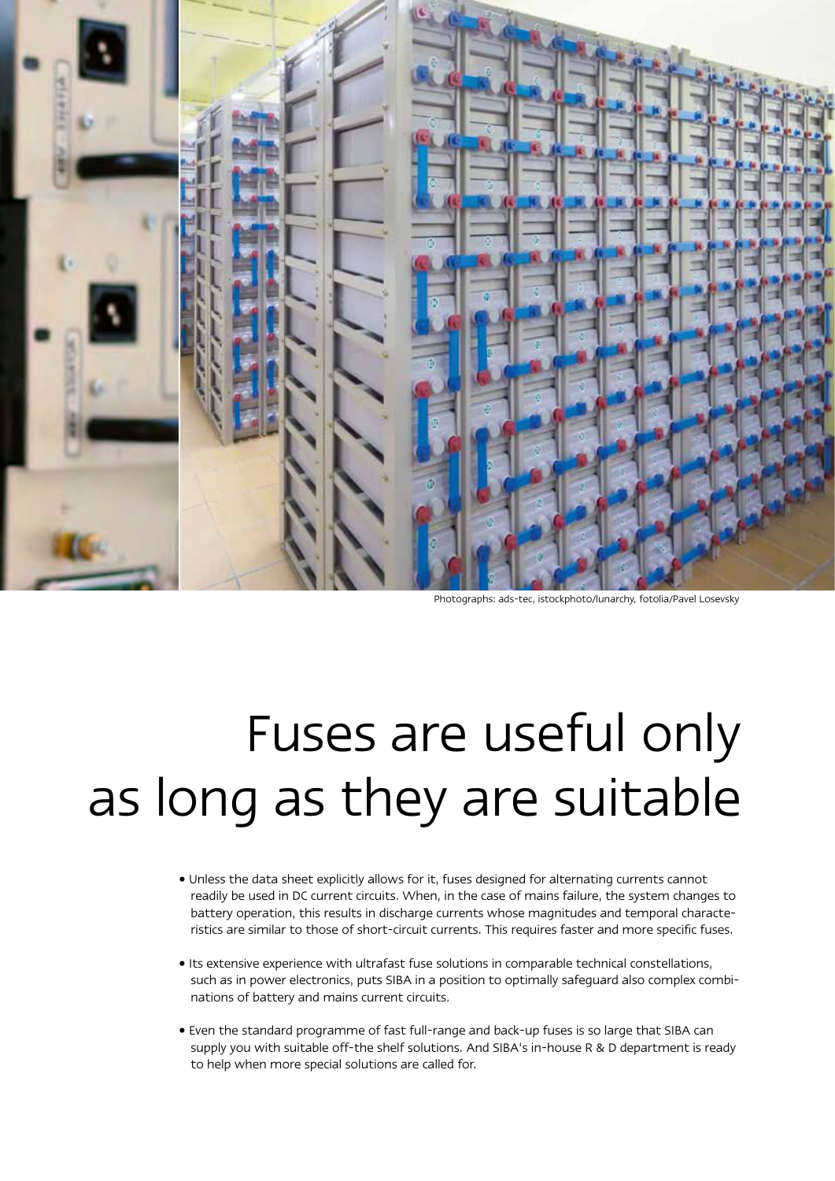Photographs: ads-tec, istockphoto/lunarchy, fotolia/Pavel Losevsky

# Fuses are useful only as long as they are suitable

- Unless the data sheet explicitly allows for it, fuses designed for alternating currents cannot readily be used in DC current circuits. When, in the case of mains failure, the system changes to battery operation, this results in discharge currents whose magnitudes and temporal characteristics are similar to those of short-circuit currents. This requires faster and more specific fuses.
- Its extensive experience with ultrafast fuse solutions in comparable technical constellations, such as in power electronics, puts SIBA in a position to optimally safeguard also complex combinations of battery and mains current circuits.
- Even the standard programme of fast full-range and back-up fuses is so large that SIBA can supply you with suitable off-the shelf solutions. And SIBA's in-house R & D department is ready to help when more special solutions are called for.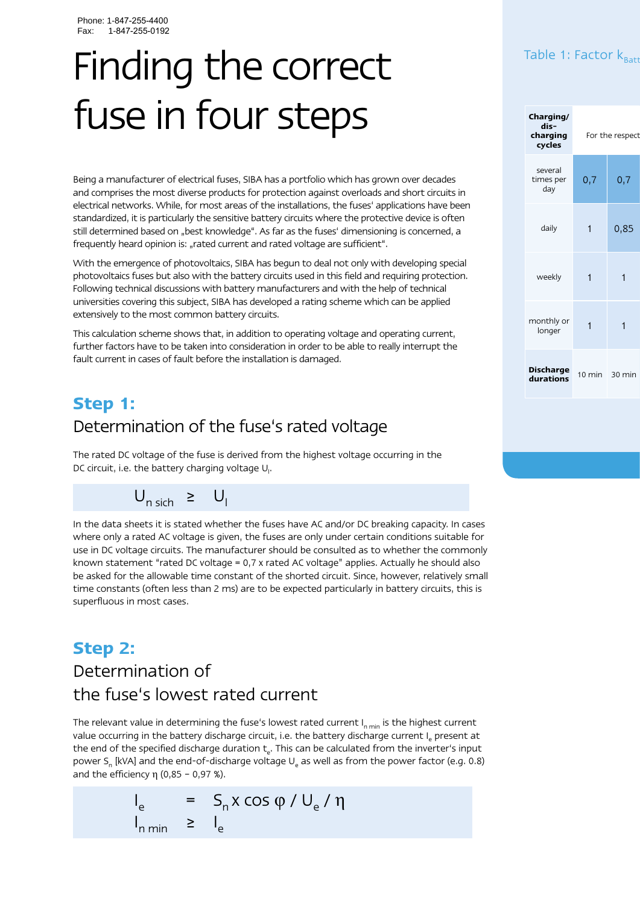Phone: 1-847-255-4400
Fax: 1-847-255-0192

# Finding the correct fuse in four steps

Being a manufacturer of electrical fuses, SIBA has a portfolio which has grown over decades and comprises the most diverse products for protection against overloads and short circuits in electrical networks. While, for most areas of the installations, the fuses' applications have been standardized, it is particularly the sensitive battery circuits where the protective device is often still determined based on „best knowledge". As far as the fuses' dimensioning is concerned, a frequently heard opinion is: „rated current and rated voltage are sufficient".

With the emergence of photovoltaics, SIBA has begun to deal not only with developing special photovoltaics fuses but also with the battery circuits used in this field and requiring protection. Following technical discussions with battery manufacturers and with the help of technical universities covering this subject, SIBA has developed a rating scheme which can be applied extensively to the most common battery circuits.

This calculation scheme shows that, in addition to operating voltage and operating current, further factors have to be taken into consideration in order to be able to really interrupt the fault current in cases of fault before the installation is damaged.

## Step 1:

### Determination of the fuse's rated voltage

The rated DC voltage of the fuse is derived from the highest voltage occurring in the DC circuit, i.e. the battery charging voltage $U_l$.

$$U_{n\ sich} \geq U_l$$

In the data sheets it is stated whether the fuses have AC and/or DC breaking capacity. In cases where only a rated AC voltage is given, the fuses are only under certain conditions suitable for use in DC voltage circuits. The manufacturer should be consulted as to whether the commonly known statement "rated DC voltage = 0,7 x rated AC voltage" applies. Actually he should also be asked for the allowable time constant of the shorted circuit. Since, however, relatively small time constants (often less than 2 ms) are to be expected particularly in battery circuits, this is superfluous in most cases.

## Step 2:

### Determination of the fuse's lowest rated current

The relevant value in determining the fuse's lowest rated current $I_{n\ min}$ is the highest current value occurring in the battery discharge circuit, i.e. the battery discharge current $I_e$ present at the end of the specified discharge duration $t_e$. This can be calculated from the inverter's input power $S_n$ [kVA] and the end-of-discharge voltage $U_e$ as well as from the power factor (e.g. 0.8) and the efficiency $\eta$ (0,85 – 0,97 %).

$$I_e = S_n \times \cos\varphi / U_e / \eta$$

$$I_{n\ min} \geq I_e$$

Table 1: Factor $k_{Batt}$

| Charging/ dis-charging cycles | For the respect | |
|---|---|---|
| several times per day | 0,7 | 0,7 |
| daily | 1 | 0,85 |
| weekly | 1 | 1 |
| monthly or longer | 1 | 1 |
| **Discharge durations** | 10 min | 30 min |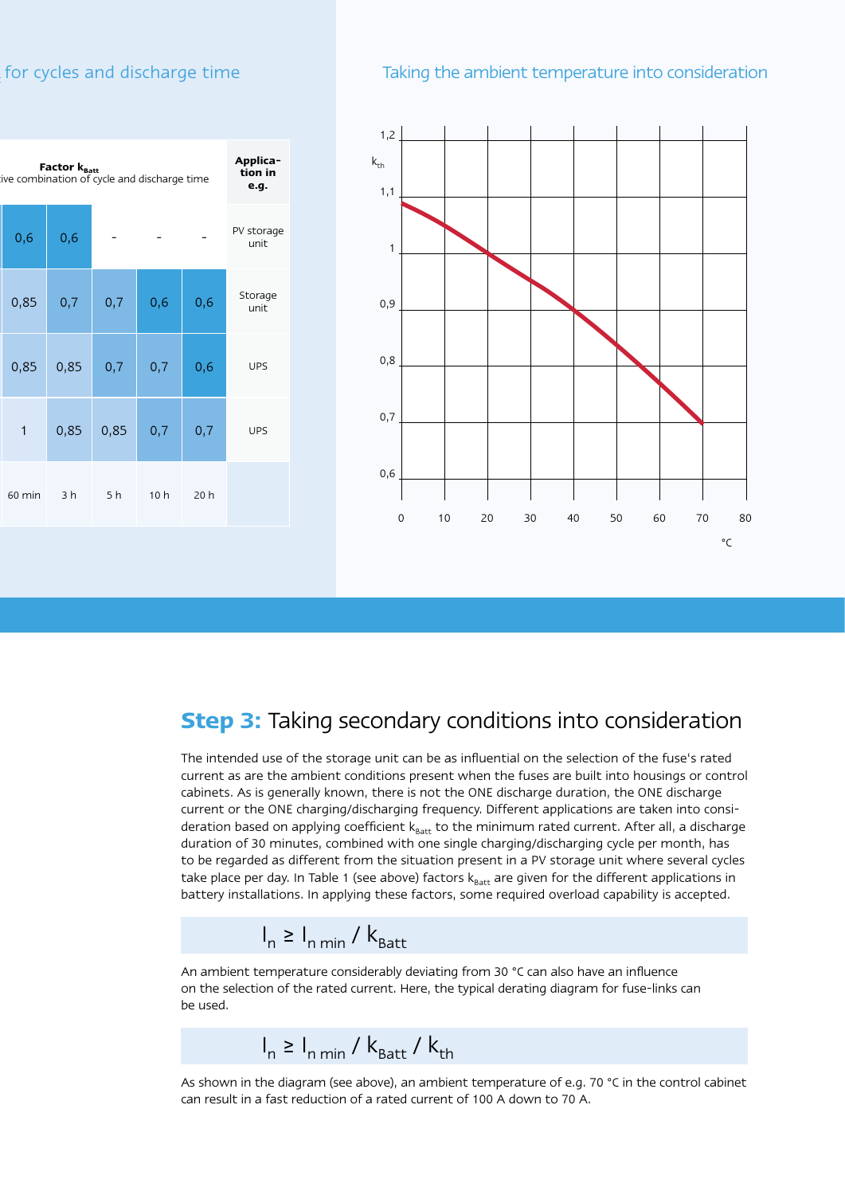## ...for cycles and discharge time

| Factor $k_{Batt}$ ...ive combination of cycle and discharge time | | | | | Application in e.g. |
|---|---|---|---|---|---|
| 0,6 | 0,6 | - | - | - | PV storage unit |
| 0,85 | 0,7 | 0,7 | 0,6 | 0,6 | Storage unit |
| 0,85 | 0,85 | 0,7 | 0,7 | 0,6 | UPS |
| 1 | 0,85 | 0,85 | 0,7 | 0,7 | UPS |
| 60 min | 3 h | 5 h | 10 h | 20 h | |

## Taking the ambient temperature into consideration

$k_{th}$: 1,2 / 1,1 / 1 / 0,9 / 0,8 / 0,7 / 0,6

°C: 0 / 10 / 20 / 30 / 40 / 50 / 60 / 70 / 80

## **Step 3:** Taking secondary conditions into consideration

The intended use of the storage unit can be as influential on the selection of the fuse's rated current as are the ambient conditions present when the fuses are built into housings or control cabinets. As is generally known, there is not the ONE discharge duration, the ONE discharge current or the ONE charging/discharging frequency. Different applications are taken into consideration based on applying coefficient $k_{Batt}$ to the minimum rated current. After all, a discharge duration of 30 minutes, combined with one single charging/discharging cycle per month, has to be regarded as different from the situation present in a PV storage unit where several cycles take place per day. In Table 1 (see above) factors $k_{Batt}$ are given for the different applications in battery installations. In applying these factors, some required overload capability is accepted.

$$I_n \geq I_{n\,min} / k_{Batt}$$

An ambient temperature considerably deviating from 30 °C can also have an influence on the selection of the rated current. Here, the typical derating diagram for fuse-links can be used.

$$I_n \geq I_{n\,min} / k_{Batt} / k_{th}$$

As shown in the diagram (see above), an ambient temperature of e.g. 70 °C in the control cabinet can result in a fast reduction of a rated current of 100 A down to 70 A.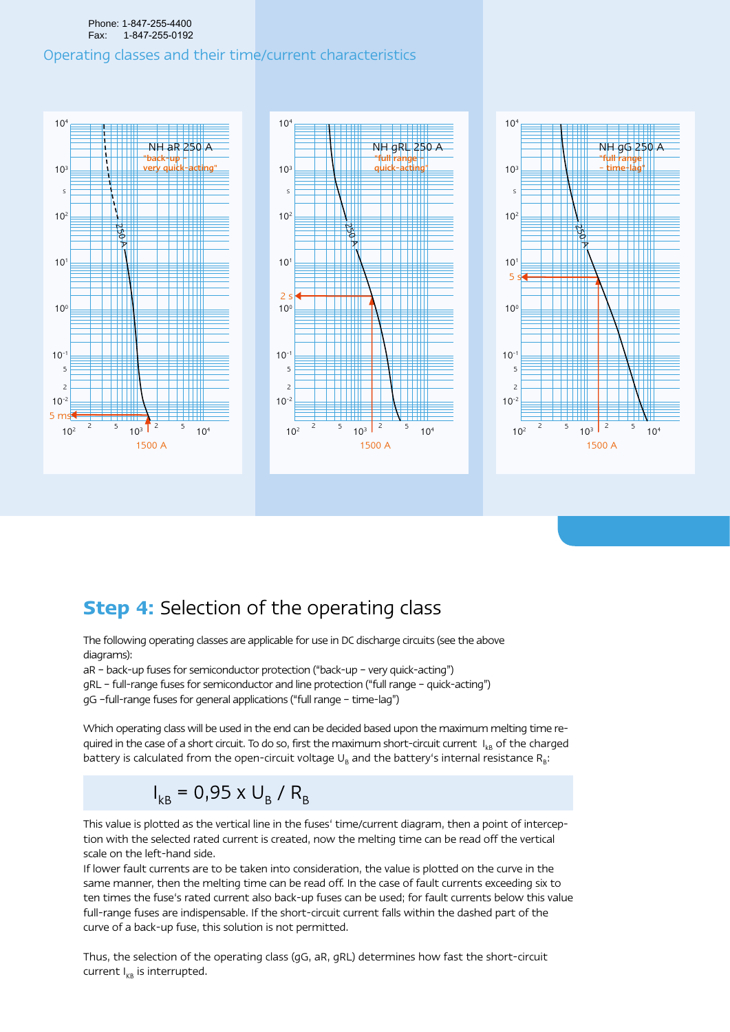## Operating classes and their time/current characteristics

## **Step 4:** Selection of the operating class

The following operating classes are applicable for use in DC discharge circuits (see the above diagrams):

aR – back-up fuses for semiconductor protection ("back-up – very quick-acting")
gRL – full-range fuses for semiconductor and line protection ("full range – quick-acting")
gG –full-range fuses for general applications ("full range – time-lag")

Which operating class will be used in the end can be decided based upon the maximum melting time required in the case of a short circuit. To do so, first the maximum short-circuit current $I_{kB}$ of the charged battery is calculated from the open-circuit voltage $U_B$ and the battery's internal resistance $R_B$:

$$I_{kB} = 0{,}95 \times U_B / R_B$$

This value is plotted as the vertical line in the fuses' time/current diagram, then a point of interception with the selected rated current is created, now the melting time can be read off the vertical scale on the left-hand side.
If lower fault currents are to be taken into consideration, the value is plotted on the curve in the same manner, then the melting time can be read off. In the case of fault currents exceeding six to ten times the fuse's rated current also back-up fuses can be used; for fault currents below this value full-range fuses are indispensable. If the short-circuit current falls within the dashed part of the curve of a back-up fuse, this solution is not permitted.

Thus, the selection of the operating class (gG, aR, gRL) determines how fast the short-circuit current $I_{kB}$ is interrupted.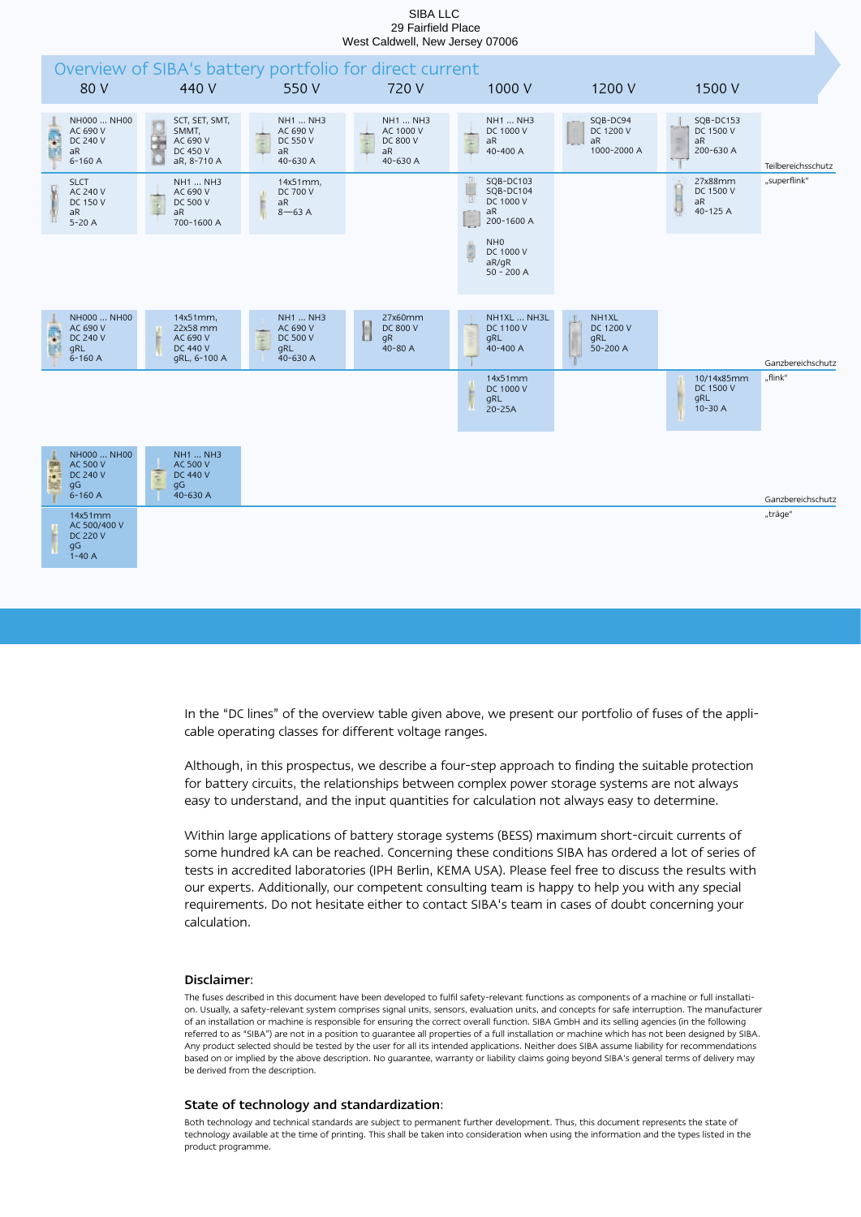SIBA LLC
29 Fairfield Place
West Caldwell, New Jersey 07006

## Overview of SIBA's battery portfolio for direct current

| 80 V | 440 V | 550 V | 720 V | 1000 V | 1200 V | 1500 V | |
|---|---|---|---|---|---|---|---|
| NH000 ... NH00<br>AC 690 V<br>DC 240 V<br>aR<br>6-160 A | SCT, SET, SMT, SMMT,<br>AC 690 V<br>DC 450 V<br>aR, 8-710 A | NH1 ... NH3<br>AC 690 V<br>DC 550 V<br>aR<br>40-630 A | NH1 ... NH3<br>AC 1000 V<br>DC 800 V<br>aR<br>40-630 A | NH1 ... NH3<br>DC 1000 V<br>aR<br>40-400 A | SQB-DC94<br>DC 1200 V<br>aR<br>1000-2000 A | SQB-DC153<br>DC 1500 V<br>aR<br>200-630 A | Teilbereichsschutz |
| SLCT<br>AC 240 V<br>DC 150 V<br>aR<br>5-20 A | NH1 ... NH3<br>AC 690 V<br>DC 500 V<br>aR<br>700-1600 A | 14x51mm,<br>DC 700 V<br>aR<br>8—63 A | | SQB-DC103<br>SQB-DC104<br>DC 1000 V<br>aR<br>200-1600 A<br><br>NH0<br>DC 1000 V<br>aR/gR<br>50 - 200 A | | 27x88mm<br>DC 1500 V<br>aR<br>40-125 A | „superflink" |
| NH000 ... NH00<br>AC 690 V<br>DC 240 V<br>gRL<br>6-160 A | 14x51mm,<br>22x58 mm<br>AC 690 V<br>DC 440 V<br>gRL, 6-100 A | NH1 ... NH3<br>AC 690 V<br>DC 500 V<br>gRL<br>40-630 A | 27x60mm<br>DC 800 V<br>gR<br>40-80 A | NH1XL ... NH3L<br>DC 1100 V<br>gRL<br>40-400 A | NH1XL<br>DC 1200 V<br>gRL<br>50-200 A | | Ganzbereichschutz |
| | | | | 14x51mm<br>DC 1000 V<br>gRL<br>20-25A | | 10/14x85mm<br>DC 1500 V<br>gRL<br>10-30 A | „flink" |
| NH000 ... NH00<br>AC 500 V<br>DC 240 V<br>gG<br>6-160 A | NH1 ... NH3<br>AC 500 V<br>DC 440 V<br>gG<br>40-630 A | | | | | | Ganzbereichschutz |
| 14x51mm<br>AC 500/400 V<br>DC 220 V<br>gG<br>1-40 A | | | | | | | „träge" |

In the “DC lines” of the overview table given above, we present our portfolio of fuses of the applicable operating classes for different voltage ranges.

Although, in this prospectus, we describe a four-step approach to finding the suitable protection for battery circuits, the relationships between complex power storage systems are not always easy to understand, and the input quantities for calculation not always easy to determine.

Within large applications of battery storage systems (BESS) maximum short-circuit currents of some hundred kA can be reached. Concerning these conditions SIBA has ordered a lot of series of tests in accredited laboratories (IPH Berlin, KEMA USA). Please feel free to discuss the results with our experts. Additionally, our competent consulting team is happy to help you with any special requirements. Do not hesitate either to contact SIBA's team in cases of doubt concerning your calculation.

### Disclaimer:

The fuses described in this document have been developed to fulfil safety-relevant functions as components of a machine or full installation. Usually, a safety-relevant system comprises signal units, sensors, evaluation units, and concepts for safe interruption. The manufacturer of an installation or machine is responsible for ensuring the correct overall function. SIBA GmbH and its selling agencies (in the following referred to as "SIBA") are not in a position to guarantee all properties of a full installation or machine which has not been designed by SIBA. Any product selected should be tested by the user for all its intended applications. Neither does SIBA assume liability for recommendations based on or implied by the above description. No guarantee, warranty or liability claims going beyond SIBA's general terms of delivery may be derived from the description.

### State of technology and standardization:

Both technology and technical standards are subject to permanent further development. Thus, this document represents the state of technology available at the time of printing. This shall be taken into consideration when using the information and the types listed in the product programme.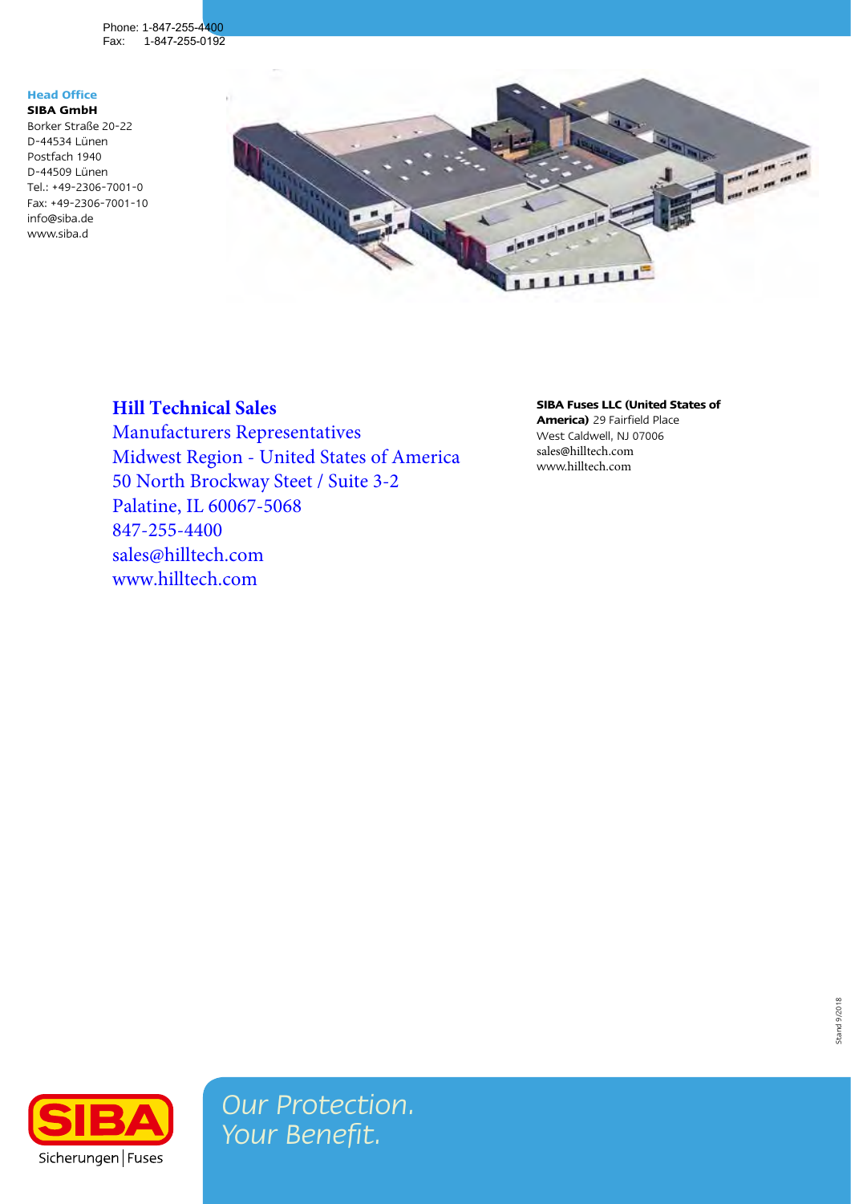Phone: 1-847-255-4400
Fax: 1-847-255-0192

**Head Office**

**SIBA GmbH**
Borker Straße 20-22
D-44534 Lünen
Postfach 1940
D-44509 Lünen
Tel.: +49-2306-7001-0
Fax: +49-2306-7001-10
info@siba.de
www.siba.d

## Hill Technical Sales

Manufacturers Representatives
Midwest Region - United States of America
50 North Brockway Steet / Suite 3-2
Palatine, IL 60067-5068
847-255-4400
sales@hilltech.com
www.hilltech.com

**SIBA Fuses LLC (United States of America)** 29 Fairfield Place
West Caldwell, NJ 07006
sales@hilltech.com
www.hilltech.com

Stand 9/2018

SIBA
Sicherungen | Fuses

*Our Protection.*
*Your Benefit.*